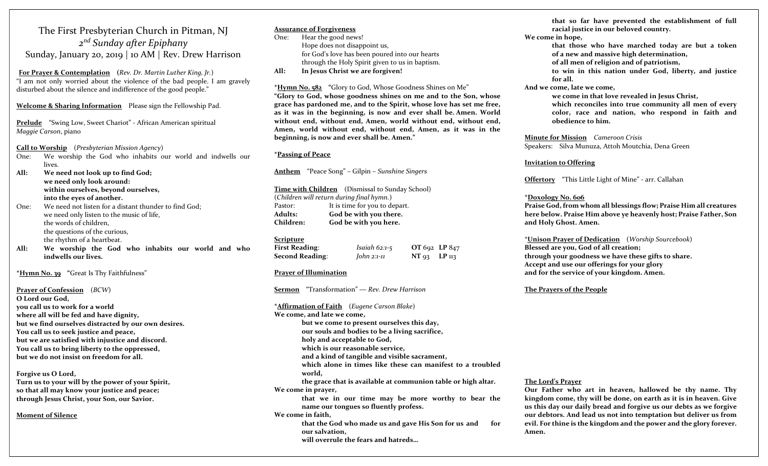# The First Presbyterian Church in Pitman, NJ

## *2nd Sunday after Epiphany*

### Sunday, January 20, 2019 | 10 AM | Rev. Drew Harrison

**For Prayer & Contemplation** (*Rev. Dr. Martin Luther King, Jr.*)
"I am not only worried about the violence of the bad people. I am gravely disturbed about the silence and indifference of the good people."

**Welcome & Sharing Information** Please sign the Fellowship Pad.

**Prelude** "Swing Low, Sweet Chariot" - African American spiritual
*Maggie Carson*, piano

**Call to Worship** (*Presbyterian Mission Agency*)

One: We worship the God who inhabits our world and indwells our lives.

**All: We need not look up to find God;**
**we need only look around:**
**within ourselves, beyond ourselves,**
**into the eyes of another.**

One: We need not listen for a distant thunder to find God;
we need only listen to the music of life,
the words of children,
the questions of the curious,
the rhythm of a heartbeat.

**All: We worship the God who inhabits our world and who indwells our lives.**

*__Hymn No. 39__ "Great Is Thy Faithfulness"

**Prayer of Confession** (*BCW*)

**O Lord our God,**
**you call us to work for a world**
**where all will be fed and have dignity,**
**but we find ourselves distracted by our own desires.**
**You call us to seek justice and peace,**
**but we are satisfied with injustice and discord.**
**You call us to bring liberty to the oppressed,**
**but we do not insist on freedom for all.**

**Forgive us O Lord,**
**Turn us to your will by the power of your Spirit,**
**so that all may know your justice and peace;**
**through Jesus Christ, your Son, our Savior.**

**Moment of Silence**

**Assurance of Forgiveness**

One: Hear the good news!
Hope does not disappoint us,
for God's love has been poured into our hearts
through the Holy Spirit given to us in baptism.

**All: In Jesus Christ we are forgiven!**

*__Hymn No. 582__ "Glory to God, Whose Goodness Shines on Me"

**"Glory to God, whose goodness shines on me and to the Son, whose grace has pardoned me, and to the Spirit, whose love has set me free, as it was in the beginning, is now and ever shall be. Amen. World without end, without end, Amen, world without end, without end, Amen, world without end, without end, Amen, as it was in the beginning, is now and ever shall be. Amen."**

*__Passing of Peace__

**Anthem** "Peace Song" – Gilpin – *Sunshine Singers*

**Time with Children** (Dismissal to Sunday School)
(*Children will return during final hymn.*)

Pastor: It is time for you to depart.
**Adults: God be with you there.**
**Children: God be with you here.**

**Scripture**

| | | | |
|---|---|---|---|
| **First Reading**: | *Isaiah 62:1-5* | **OT** 692 | **LP** 847 |
| **Second Reading**: | *John 2:1-11* | **NT** 93 | **LP** 113 |

**Prayer of Illumination**

**Sermon** "Transformation" — *Rev. Drew Harrison*

*__Affirmation of Faith__ (*Eugene Carson Blake*)

**We come, and late we come,**
**but we come to present ourselves this day,**
**our souls and bodies to be a living sacrifice,**
**holy and acceptable to God,**
**which is our reasonable service,**
**and a kind of tangible and visible sacrament,**
**which alone in times like these can manifest to a troubled world,**
**the grace that is available at communion table or high altar.**
**We come in prayer,**
**that we in our time may be more worthy to bear the name our tongues so fluently profess.**
**We come in faith,**
**that the God who made us and gave His Son for us and for our salvation,**
**will overrule the fears and hatreds…**
**that so far have prevented the establishment of full racial justice in our beloved country.**
**We come in hope,**
**that those who have marched today are but a token of a new and massive high determination,**
**of all men of religion and of patriotism,**
**to win in this nation under God, liberty, and justice for all.**
**And we come, late we come,**
**we come in that love revealed in Jesus Christ,**
**which reconciles into true community all men of every color, race and nation, who respond in faith and obedience to him.**

**Minute for Mission** *Cameroon Crisis*
Speakers: Silva Munuza, Attoh Moutchia, Dena Green

**Invitation to Offering**

**Offertory** "This Little Light of Mine" - arr. Callahan

*__Doxology No. 606__

**Praise God, from whom all blessings flow; Praise Him all creatures here below. Praise Him above ye heavenly host; Praise Father, Son and Holy Ghost. Amen.**

*__Unison Prayer of Dedication__ (*Worship Sourcebook*)

**Blessed are you, God of all creation;**
**through your goodness we have these gifts to share.**
**Accept and use our offerings for your glory**
**and for the service of your kingdom. Amen.**

**The Prayers of the People**

**The Lord's Prayer**

**Our Father who art in heaven, hallowed be thy name. Thy kingdom come, thy will be done, on earth as it is in heaven. Give us this day our daily bread and forgive us our debts as we forgive our debtors. And lead us not into temptation but deliver us from evil. For thine is the kingdom and the power and the glory forever. Amen.**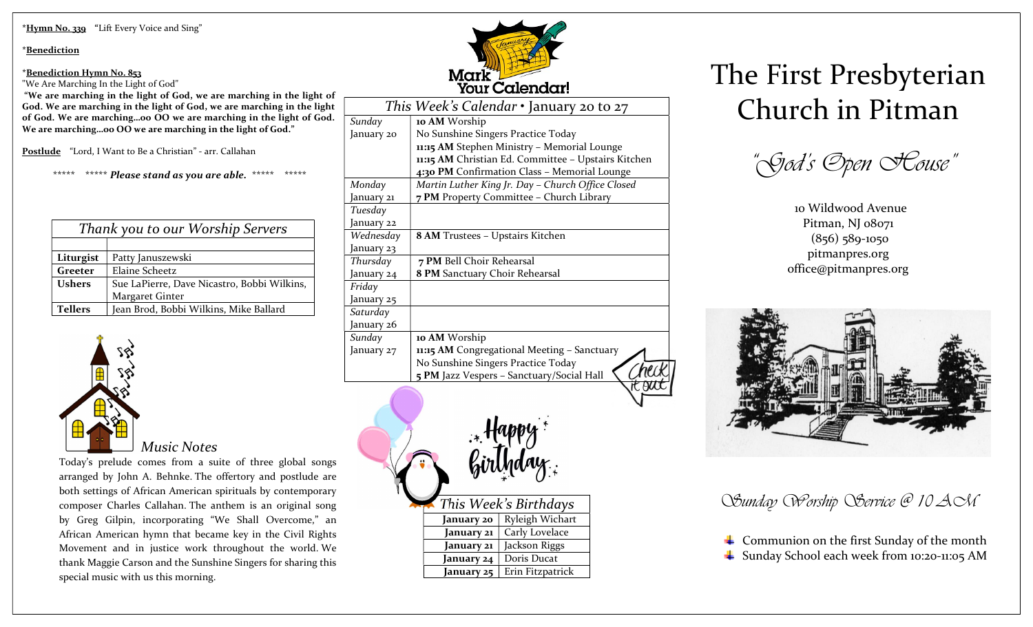\***Hymn No. 339** "Lift Every Voice and Sing"

\***Benediction**

\***Benediction Hymn No. 853**
"We Are Marching In the Light of God"
**"We are marching in the light of God, we are marching in the light of God. We are marching in the light of God, we are marching in the light of God. We are marching…oo OO we are marching in the light of God. We are marching…oo OO we are marching in the light of God."**

**Postlude** "Lord, I Want to Be a Christian" - arr. Callahan

\*\*\*\*\* \*\*\*\*\* ***Please stand as you are able.*** \*\*\*\*\* \*\*\*\*\*

| *Thank you to our Worship Servers* | |
|---|---|
| **Liturgist** | Patty Januszewski |
| **Greeter** | Elaine Scheetz |
| **Ushers** | Sue LaPierre, Dave Nicastro, Bobbi Wilkins, Margaret Ginter |
| **Tellers** | Jean Brod, Bobbi Wilkins, Mike Ballard |

## *Music Notes*

Today's prelude comes from a suite of three global songs arranged by John A. Behnke. The offertory and postlude are both settings of African American spirituals by contemporary composer Charles Callahan. The anthem is an original song by Greg Gilpin, incorporating "We Shall Overcome," an African American hymn that became key in the Civil Rights Movement and in justice work throughout the world. We thank Maggie Carson and the Sunshine Singers for sharing this special music with us this morning.

**Mark Your Calendar!**

| *This Week's Calendar* • January 20 to 27 | |
|---|---|
| *Sunday* January 20 | **10 AM** Worship<br>No Sunshine Singers Practice Today<br>**11:15 AM** Stephen Ministry – Memorial Lounge<br>**11:15 AM** Christian Ed. Committee – Upstairs Kitchen<br>**4:30 PM** Confirmation Class – Memorial Lounge |
| *Monday* January 21 | *Martin Luther King Jr. Day – Church Office Closed*<br>**7 PM** Property Committee – Church Library |
| *Tuesday* January 22 | |
| *Wednesday* January 23 | **8 AM** Trustees – Upstairs Kitchen |
| *Thursday* January 24 | **7 PM** Bell Choir Rehearsal<br>**8 PM** Sanctuary Choir Rehearsal |
| *Friday* January 25 | |
| *Saturday* January 26 | |
| *Sunday* January 27 | **10 AM** Worship<br>**11:15 AM** Congregational Meeting – Sanctuary<br>No Sunshine Singers Practice Today<br>**5 PM** Jazz Vespers – Sanctuary/Social Hall |

Check it out

Happy Birthday

| *This Week's Birthdays* | |
|---|---|
| **January 20** | Ryleigh Wichart |
| **January 21** | Carly Lovelace |
| **January 21** | Jackson Riggs |
| **January 24** | Doris Ducat |
| **January 25** | Erin Fitzpatrick |

# The First Presbyterian Church in Pitman

*"God's Open House"*

10 Wildwood Avenue
Pitman, NJ 08071
(856) 589-1050
pitmanpres.org
office@pitmanpres.org

*Sunday Worship Service @ 10 AM*

- Communion on the first Sunday of the month
- Sunday School each week from 10:20-11:05 AM